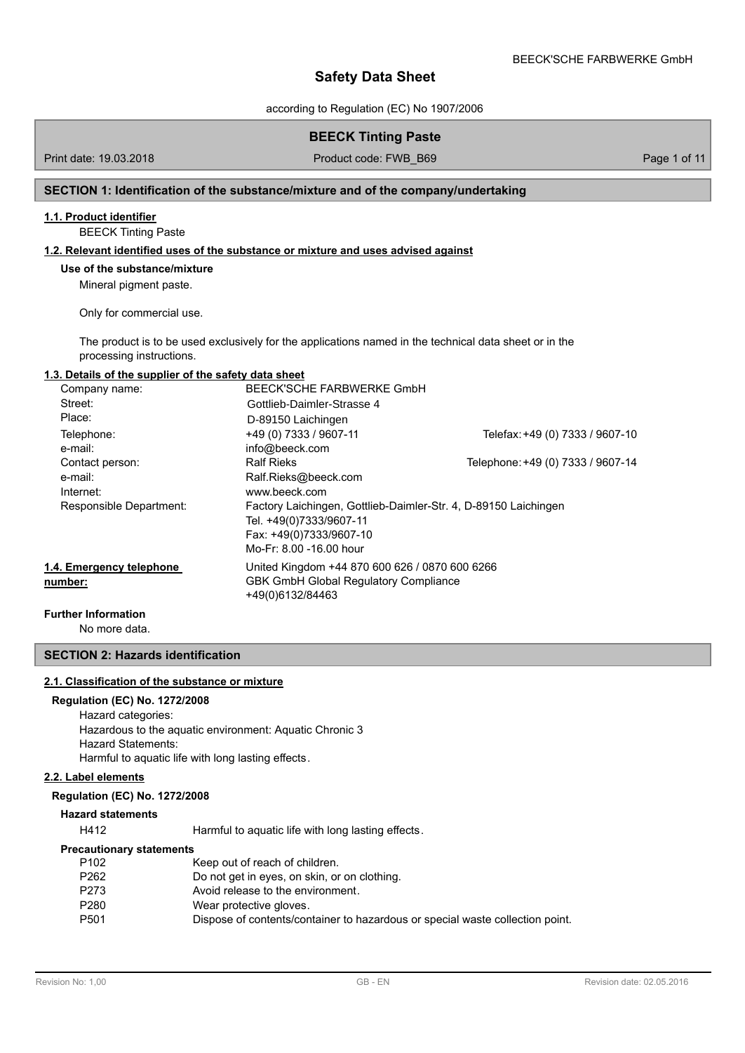# Safety Data Sheet

according to Regulation (EC) No 1907/2006

## BEECK Tinting Paste

Print date: 19.03.2018 | Product code: FWB_B69

## SECTION 1: Identification of the substance/mixture and of the company/undertaking

### 1.1. Product identifier

BEECK Tinting Paste

### 1.2. Relevant identified uses of the substance or mixture and uses advised against

**Use of the substance/mixture**

Mineral pigment paste.

Only for commercial use.

The product is to be used exclusively for the applications named in the technical data sheet or in the processing instructions.

### 1.3. Details of the supplier of the safety data sheet

| | | |
|---|---|---|
| Company name: | BEECK'SCHE FARBWERKE GmbH | |
| Street: | Gottlieb-Daimler-Strasse 4 | |
| Place: | D-89150 Laichingen | |
| Telephone: | +49 (0) 7333 / 9607-11 | Telefax: +49 (0) 7333 / 9607-10 |
| e-mail: | info@beeck.com | |
| Contact person: | Ralf Rieks | Telephone: +49 (0) 7333 / 9607-14 |
| e-mail: | Ralf.Rieks@beeck.com | |
| Internet: | www.beeck.com | |
| Responsible Department: | Factory Laichingen, Gottlieb-Daimler-Str. 4, D-89150 Laichingen<br>Tel. +49(0)7333/9607-11<br>Fax: +49(0)7333/9607-10<br>Mo-Fr: 8.00 -16.00 hour | |

### 1.4. Emergency telephone number:

United Kingdom +44 870 600 626 / 0870 600 6266
GBK GmbH Global Regulatory Compliance
+49(0)6132/84463

**Further Information**

No more data.

## SECTION 2: Hazards identification

### 2.1. Classification of the substance or mixture

**Regulation (EC) No. 1272/2008**

Hazard categories:
Hazardous to the aquatic environment: Aquatic Chronic 3
Hazard Statements:
Harmful to aquatic life with long lasting effects.

### 2.2. Label elements

**Regulation (EC) No. 1272/2008**

**Hazard statements**

| | |
|---|---|
| H412 | Harmful to aquatic life with long lasting effects. |

**Precautionary statements**

| | |
|---|---|
| P102 | Keep out of reach of children. |
| P262 | Do not get in eyes, on skin, or on clothing. |
| P273 | Avoid release to the environment. |
| P280 | Wear protective gloves. |
| P501 | Dispose of contents/container to hazardous or special waste collection point. |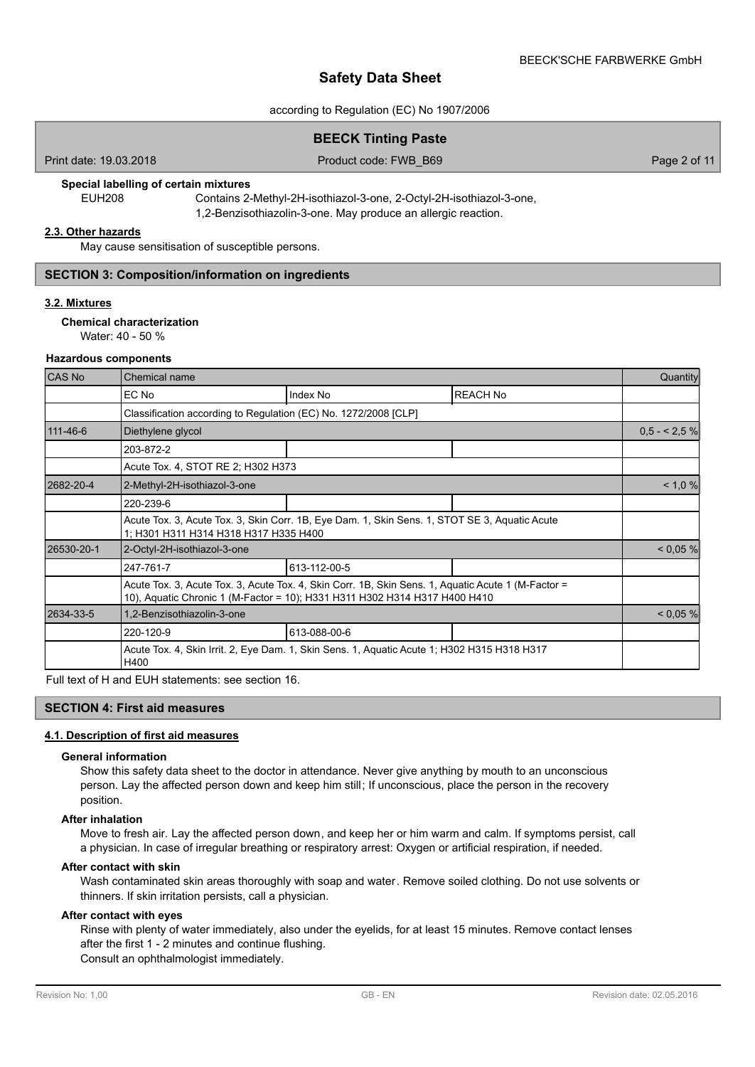**Special labelling of certain mixtures**

EUH208 Contains 2-Methyl-2H-isothiazol-3-one, 2-Octyl-2H-isothiazol-3-one, 1,2-Benzisothiazolin-3-one. May produce an allergic reaction.

### 2.3. Other hazards

May cause sensitisation of susceptible persons.

## SECTION 3: Composition/information on ingredients

### 3.2. Mixtures

**Chemical characterization**

Water: 40 - 50 %

**Hazardous components**

| CAS No | Chemical name | | | Quantity |
|---|---|---|---|---|
| | EC No | Index No | REACH No | |
| | Classification according to Regulation (EC) No. 1272/2008 [CLP] | | | |
| 111-46-6 | Diethylene glycol | | | 0,5 - < 2,5 % |
| | 203-872-2 | | | |
| | Acute Tox. 4, STOT RE 2; H302 H373 | | | |
| 2682-20-4 | 2-Methyl-2H-isothiazol-3-one | | | < 1,0 % |
| | 220-239-6 | | | |
| | Acute Tox. 3, Acute Tox. 3, Skin Corr. 1B, Eye Dam. 1, Skin Sens. 1, STOT SE 3, Aquatic Acute 1; H301 H311 H314 H318 H317 H335 H400 | | | |
| 26530-20-1 | 2-Octyl-2H-isothiazol-3-one | | | < 0,05 % |
| | 247-761-7 | 613-112-00-5 | | |
| | Acute Tox. 3, Acute Tox. 3, Acute Tox. 4, Skin Corr. 1B, Skin Sens. 1, Aquatic Acute 1 (M-Factor = 10), Aquatic Chronic 1 (M-Factor = 10); H331 H311 H302 H314 H317 H400 H410 | | | |
| 2634-33-5 | 1,2-Benzisothiazolin-3-one | | | < 0,05 % |
| | 220-120-9 | 613-088-00-6 | | |
| | Acute Tox. 4, Skin Irrit. 2, Eye Dam. 1, Skin Sens. 1, Aquatic Acute 1; H302 H315 H318 H317 H400 | | | |

Full text of H and EUH statements: see section 16.

## SECTION 4: First aid measures

### 4.1. Description of first aid measures

**General information**

Show this safety data sheet to the doctor in attendance. Never give anything by mouth to an unconscious person. Lay the affected person down and keep him still; If unconscious, place the person in the recovery position.

**After inhalation**

Move to fresh air. Lay the affected person down, and keep her or him warm and calm. If symptoms persist, call a physician. In case of irregular breathing or respiratory arrest: Oxygen or artificial respiration, if needed.

**After contact with skin**

Wash contaminated skin areas thoroughly with soap and water. Remove soiled clothing. Do not use solvents or thinners. If skin irritation persists, call a physician.

**After contact with eyes**

Rinse with plenty of water immediately, also under the eyelids, for at least 15 minutes. Remove contact lenses after the first 1 - 2 minutes and continue flushing.
Consult an ophthalmologist immediately.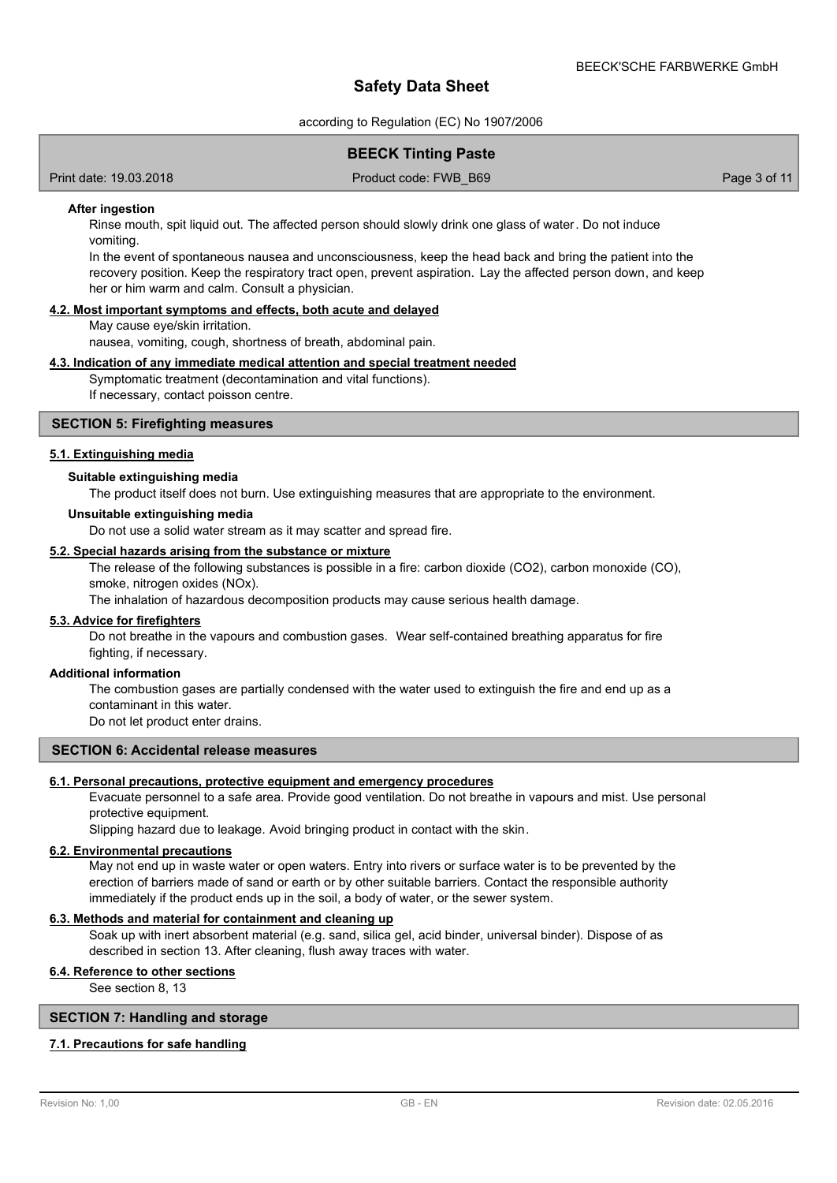#### After ingestion

Rinse mouth, spit liquid out. The affected person should slowly drink one glass of water. Do not induce vomiting.

In the event of spontaneous nausea and unconsciousness, keep the head back and bring the patient into the recovery position. Keep the respiratory tract open, prevent aspiration. Lay the affected person down, and keep her or him warm and calm. Consult a physician.

### 4.2. Most important symptoms and effects, both acute and delayed

May cause eye/skin irritation.

nausea, vomiting, cough, shortness of breath, abdominal pain.

### 4.3. Indication of any immediate medical attention and special treatment needed

Symptomatic treatment (decontamination and vital functions).

If necessary, contact poisson centre.

## SECTION 5: Firefighting measures

### 5.1. Extinguishing media

#### Suitable extinguishing media

The product itself does not burn. Use extinguishing measures that are appropriate to the environment.

#### Unsuitable extinguishing media

Do not use a solid water stream as it may scatter and spread fire.

### 5.2. Special hazards arising from the substance or mixture

The release of the following substances is possible in a fire: carbon dioxide ($CO_2$), carbon monoxide (CO), smoke, nitrogen oxides ($NO_x$).

The inhalation of hazardous decomposition products may cause serious health damage.

### 5.3. Advice for firefighters

Do not breathe in the vapours and combustion gases. Wear self-contained breathing apparatus for fire fighting, if necessary.

#### Additional information

The combustion gases are partially condensed with the water used to extinguish the fire and end up as a contaminant in this water.

Do not let product enter drains.

## SECTION 6: Accidental release measures

### 6.1. Personal precautions, protective equipment and emergency procedures

Evacuate personnel to a safe area. Provide good ventilation. Do not breathe in vapours and mist. Use personal protective equipment.

Slipping hazard due to leakage. Avoid bringing product in contact with the skin.

### 6.2. Environmental precautions

May not end up in waste water or open waters. Entry into rivers or surface water is to be prevented by the erection of barriers made of sand or earth or by other suitable barriers. Contact the responsible authority immediately if the product ends up in the soil, a body of water, or the sewer system.

### 6.3. Methods and material for containment and cleaning up

Soak up with inert absorbent material (e.g. sand, silica gel, acid binder, universal binder). Dispose of as described in section 13. After cleaning, flush away traces with water.

### 6.4. Reference to other sections

See section 8, 13

## SECTION 7: Handling and storage

### 7.1. Precautions for safe handling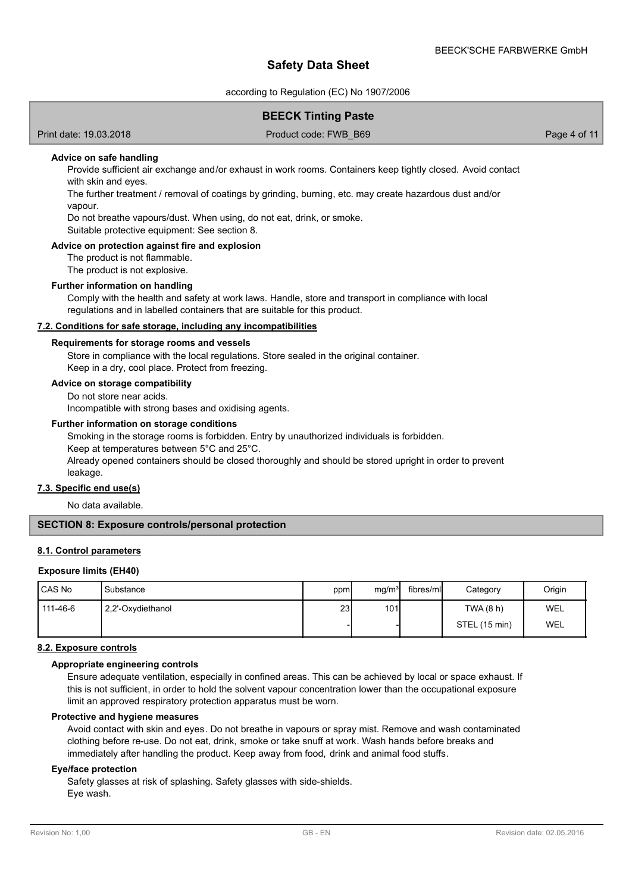**Advice on safe handling**

Provide sufficient air exchange and/or exhaust in work rooms. Containers keep tightly closed. Avoid contact with skin and eyes.

The further treatment / removal of coatings by grinding, burning, etc. may create hazardous dust and/or vapour.

Do not breathe vapours/dust. When using, do not eat, drink, or smoke.

Suitable protective equipment: See section 8.

**Advice on protection against fire and explosion**

The product is not flammable.

The product is not explosive.

**Further information on handling**

Comply with the health and safety at work laws. Handle, store and transport in compliance with local regulations and in labelled containers that are suitable for this product.

### 7.2. Conditions for safe storage, including any incompatibilities

**Requirements for storage rooms and vessels**

Store in compliance with the local regulations. Store sealed in the original container.

Keep in a dry, cool place. Protect from freezing.

**Advice on storage compatibility**

Do not store near acids.

Incompatible with strong bases and oxidising agents.

**Further information on storage conditions**

Smoking in the storage rooms is forbidden. Entry by unauthorized individuals is forbidden.

Keep at temperatures between 5°C and 25°C.

Already opened containers should be closed thoroughly and should be stored upright in order to prevent leakage.

### 7.3. Specific end use(s)

No data available.

## SECTION 8: Exposure controls/personal protection

### 8.1. Control parameters

**Exposure limits (EH40)**

| CAS No | Substance | ppm | mg/m³ | fibres/ml | Category | Origin |
|---|---|---|---|---|---|---|
| 111-46-6 | 2,2'-Oxydiethanol | 23 | 101 | | TWA (8 h) | WEL |
| | | - | - | | STEL (15 min) | WEL |

### 8.2. Exposure controls

**Appropriate engineering controls**

Ensure adequate ventilation, especially in confined areas. This can be achieved by local or space exhaust. If this is not sufficient, in order to hold the solvent vapour concentration lower than the occupational exposure limit an approved respiratory protection apparatus must be worn.

**Protective and hygiene measures**

Avoid contact with skin and eyes. Do not breathe in vapours or spray mist. Remove and wash contaminated clothing before re-use. Do not eat, drink, smoke or take snuff at work. Wash hands before breaks and immediately after handling the product. Keep away from food, drink and animal food stuffs.

**Eye/face protection**

Safety glasses at risk of splashing. Safety glasses with side-shields.

Eye wash.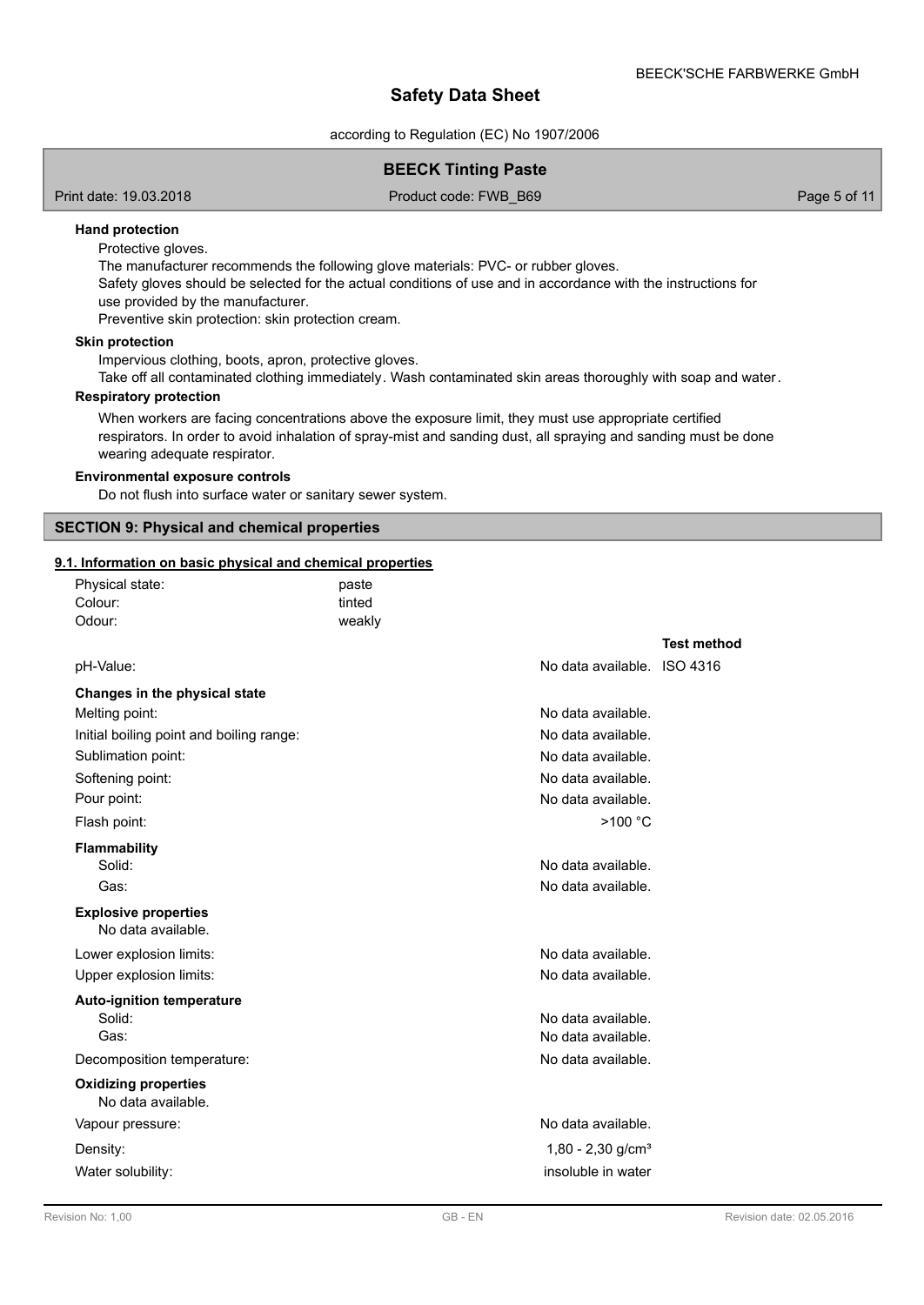**Hand protection**

Protective gloves.
The manufacturer recommends the following glove materials: PVC- or rubber gloves.
Safety gloves should be selected for the actual conditions of use and in accordance with the instructions for use provided by the manufacturer.
Preventive skin protection: skin protection cream.

**Skin protection**

Impervious clothing, boots, apron, protective gloves.
Take off all contaminated clothing immediately. Wash contaminated skin areas thoroughly with soap and water.

**Respiratory protection**

When workers are facing concentrations above the exposure limit, they must use appropriate certified respirators. In order to avoid inhalation of spray-mist and sanding dust, all spraying and sanding must be done wearing adequate respirator.

**Environmental exposure controls**

Do not flush into surface water or sanitary sewer system.

## SECTION 9: Physical and chemical properties

### 9.1. Information on basic physical and chemical properties

| | |
|---|---|
| Physical state: | paste |
| Colour: | tinted |
| Odour: | weakly |

| | | Test method |
|---|---|---|
| pH-Value: | No data available. | ISO 4316 |
| **Changes in the physical state** | | |
| Melting point: | No data available. | |
| Initial boiling point and boiling range: | No data available. | |
| Sublimation point: | No data available. | |
| Softening point: | No data available. | |
| Pour point: | No data available. | |
| Flash point: | >100 °C | |
| **Flammability** | | |
| Solid: | No data available. | |
| Gas: | No data available. | |
| **Explosive properties** | | |
| No data available. | | |
| Lower explosion limits: | No data available. | |
| Upper explosion limits: | No data available. | |
| **Auto-ignition temperature** | | |
| Solid: | No data available. | |
| Gas: | No data available. | |
| Decomposition temperature: | No data available. | |
| **Oxidizing properties** | | |
| No data available. | | |
| Vapour pressure: | No data available. | |
| Density: | 1,80 - 2,30 g/cm³ | |
| Water solubility: | insoluble in water | |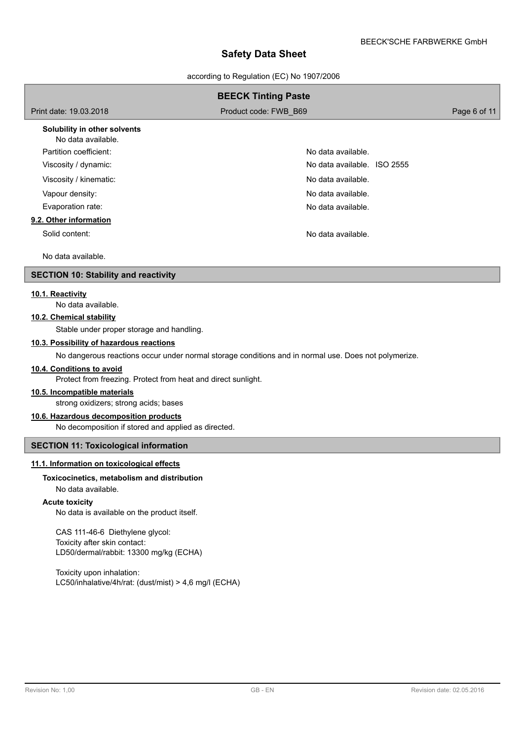**Solubility in other solvents**

No data available.

| | |
|---|---|
| Partition coefficient: | No data available. |
| Viscosity / dynamic: | No data available. ISO 2555 |
| Viscosity / kinematic: | No data available. |
| Vapour density: | No data available. |
| Evaporation rate: | No data available. |

**9.2. Other information**

| | |
|---|---|
| Solid content: | No data available. |

No data available.

## SECTION 10: Stability and reactivity

**10.1. Reactivity**

No data available.

**10.2. Chemical stability**

Stable under proper storage and handling.

**10.3. Possibility of hazardous reactions**

No dangerous reactions occur under normal storage conditions and in normal use. Does not polymerize.

**10.4. Conditions to avoid**

Protect from freezing. Protect from heat and direct sunlight.

**10.5. Incompatible materials**

strong oxidizers; strong acids; bases

**10.6. Hazardous decomposition products**

No decomposition if stored and applied as directed.

## SECTION 11: Toxicological information

**11.1. Information on toxicological effects**

**Toxicocinetics, metabolism and distribution**

No data available.

**Acute toxicity**

No data is available on the product itself.

CAS 111-46-6 Diethylene glycol:
Toxicity after skin contact:
LD50/dermal/rabbit: 13300 mg/kg (ECHA)

Toxicity upon inhalation:
LC50/inhalative/4h/rat: (dust/mist) > 4,6 mg/l (ECHA)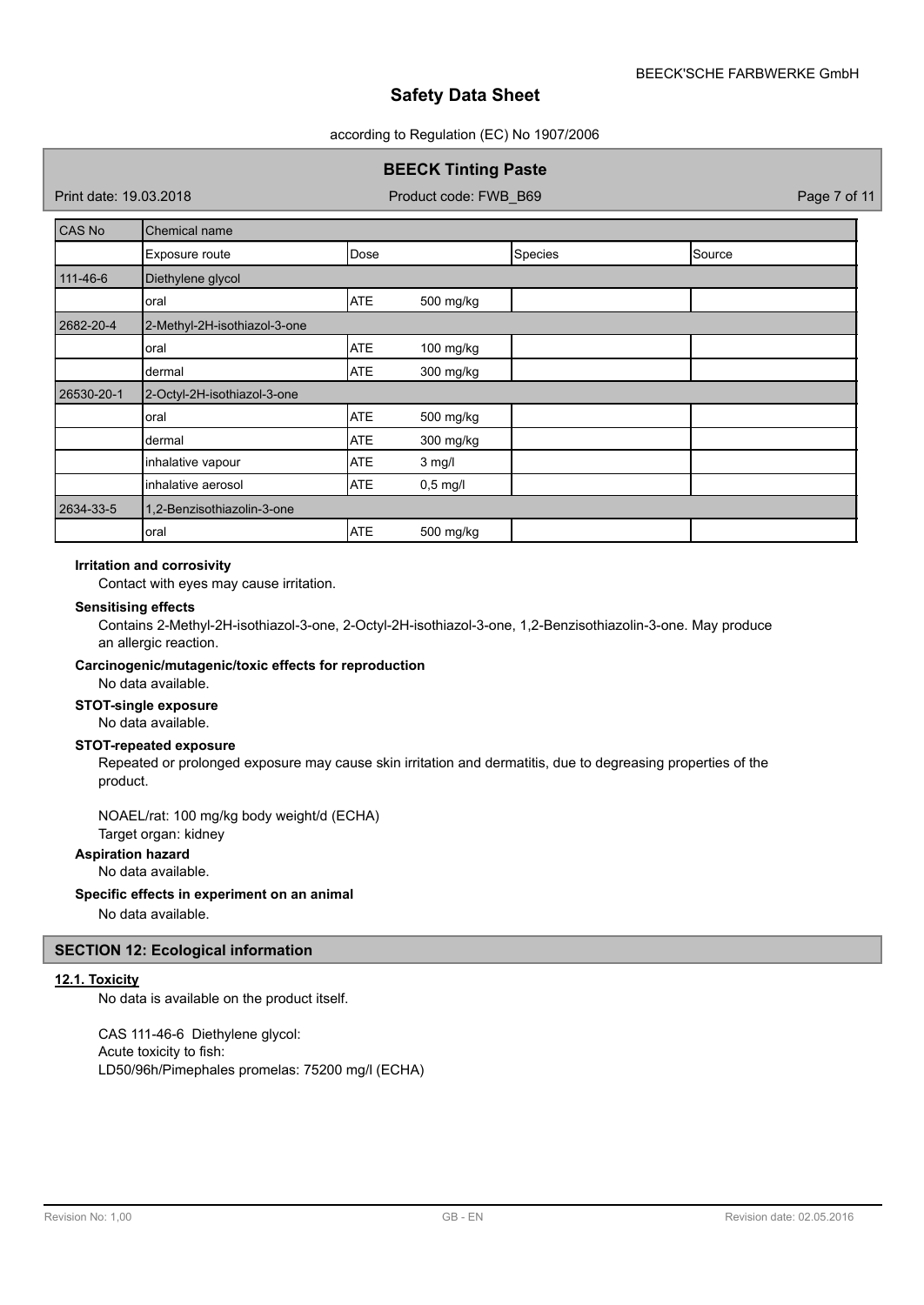| CAS No | Chemical name | | | |
|---|---|---|---|---|
| | Exposure route | Dose | Species | Source |
| 111-46-6 | Diethylene glycol | | | |
| | oral | ATE 500 mg/kg | | |
| 2682-20-4 | 2-Methyl-2H-isothiazol-3-one | | | |
| | oral | ATE 100 mg/kg | | |
| | dermal | ATE 300 mg/kg | | |
| 26530-20-1 | 2-Octyl-2H-isothiazol-3-one | | | |
| | oral | ATE 500 mg/kg | | |
| | dermal | ATE 300 mg/kg | | |
| | inhalative vapour | ATE 3 mg/l | | |
| | inhalative aerosol | ATE 0,5 mg/l | | |
| 2634-33-5 | 1,2-Benzisothiazolin-3-one | | | |
| | oral | ATE 500 mg/kg | | |

**Irritation and corrosivity**

Contact with eyes may cause irritation.

**Sensitising effects**

Contains 2-Methyl-2H-isothiazol-3-one, 2-Octyl-2H-isothiazol-3-one, 1,2-Benzisothiazolin-3-one. May produce an allergic reaction.

**Carcinogenic/mutagenic/toxic effects for reproduction**

No data available.

**STOT-single exposure**

No data available.

**STOT-repeated exposure**

Repeated or prolonged exposure may cause skin irritation and dermatitis, due to degreasing properties of the product.

NOAEL/rat: 100 mg/kg body weight/d (ECHA)
Target organ: kidney

**Aspiration hazard**

No data available.

**Specific effects in experiment on an animal**

No data available.

## SECTION 12: Ecological information

### 12.1. Toxicity

No data is available on the product itself.

CAS 111-46-6 Diethylene glycol:
Acute toxicity to fish:
LD50/96h/Pimephales promelas: 75200 mg/l (ECHA)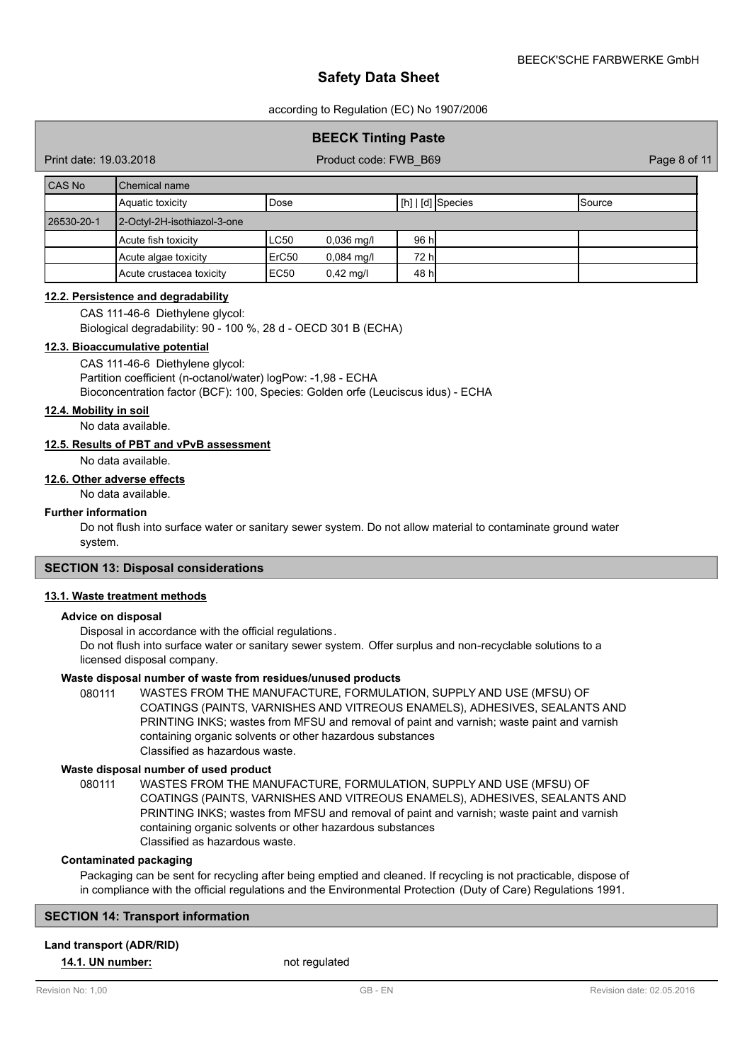| CAS No | Chemical name | | | | |
|---|---|---|---|---|---|
| | Aquatic toxicity | Dose | [h] \| [d] | Species | Source |
| 26530-20-1 | 2-Octyl-2H-isothiazol-3-one | | | | |
| | Acute fish toxicity | LC50 0,036 mg/l | 96 h | | |
| | Acute algae toxicity | ErC50 0,084 mg/l | 72 h | | |
| | Acute crustacea toxicity | EC50 0,42 mg/l | 48 h | | |

### 12.2. Persistence and degradability

CAS 111-46-6 Diethylene glycol:
Biological degradability: 90 - 100 %, 28 d - OECD 301 B (ECHA)

### 12.3. Bioaccumulative potential

CAS 111-46-6 Diethylene glycol:
Partition coefficient (n-octanol/water) logPow: -1,98 - ECHA
Bioconcentration factor (BCF): 100, Species: Golden orfe (Leuciscus idus) - ECHA

### 12.4. Mobility in soil

No data available.

### 12.5. Results of PBT and vPvB assessment

No data available.

### 12.6. Other adverse effects

No data available.

**Further information**

Do not flush into surface water or sanitary sewer system. Do not allow material to contaminate ground water system.

## SECTION 13: Disposal considerations

### 13.1. Waste treatment methods

**Advice on disposal**

Disposal in accordance with the official regulations.
Do not flush into surface water or sanitary sewer system. Offer surplus and non-recyclable solutions to a licensed disposal company.

**Waste disposal number of waste from residues/unused products**

080111 WASTES FROM THE MANUFACTURE, FORMULATION, SUPPLY AND USE (MFSU) OF COATINGS (PAINTS, VARNISHES AND VITREOUS ENAMELS), ADHESIVES, SEALANTS AND PRINTING INKS; wastes from MFSU and removal of paint and varnish; waste paint and varnish containing organic solvents or other hazardous substances
Classified as hazardous waste.

**Waste disposal number of used product**

080111 WASTES FROM THE MANUFACTURE, FORMULATION, SUPPLY AND USE (MFSU) OF COATINGS (PAINTS, VARNISHES AND VITREOUS ENAMELS), ADHESIVES, SEALANTS AND PRINTING INKS; wastes from MFSU and removal of paint and varnish; waste paint and varnish containing organic solvents or other hazardous substances
Classified as hazardous waste.

**Contaminated packaging**

Packaging can be sent for recycling after being emptied and cleaned. If recycling is not practicable, dispose of in compliance with the official regulations and the Environmental Protection (Duty of Care) Regulations 1991.

## SECTION 14: Transport information

**Land transport (ADR/RID)**

**14.1. UN number:** not regulated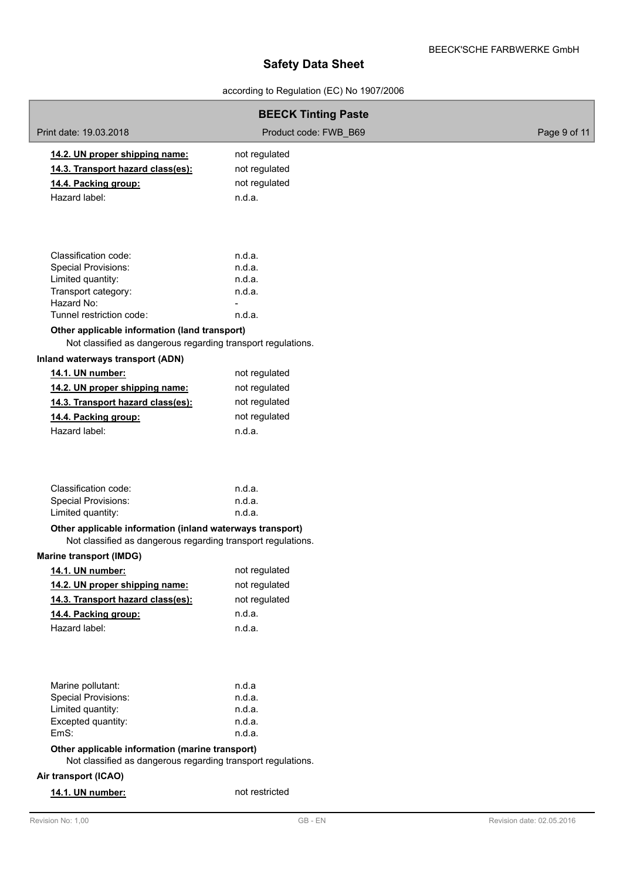| | |
|---|---|
| **14.2. UN proper shipping name:** | not regulated |
| **14.3. Transport hazard class(es):** | not regulated |
| **14.4. Packing group:** | not regulated |
| Hazard label: | n.d.a. |

| | |
|---|---|
| Classification code: | n.d.a. |
| Special Provisions: | n.d.a. |
| Limited quantity: | n.d.a. |
| Transport category: | n.d.a. |
| Hazard No: | - |
| Tunnel restriction code: | n.d.a. |

**Other applicable information (land transport)**

Not classified as dangerous regarding transport regulations.

**Inland waterways transport (ADN)**

| | |
|---|---|
| **14.1. UN number:** | not regulated |
| **14.2. UN proper shipping name:** | not regulated |
| **14.3. Transport hazard class(es):** | not regulated |
| **14.4. Packing group:** | not regulated |
| Hazard label: | n.d.a. |

| | |
|---|---|
| Classification code: | n.d.a. |
| Special Provisions: | n.d.a. |
| Limited quantity: | n.d.a. |

**Other applicable information (inland waterways transport)**

Not classified as dangerous regarding transport regulations.

**Marine transport (IMDG)**

| | |
|---|---|
| **14.1. UN number:** | not regulated |
| **14.2. UN proper shipping name:** | not regulated |
| **14.3. Transport hazard class(es):** | not regulated |
| **14.4. Packing group:** | n.d.a. |
| Hazard label: | n.d.a. |

| | |
|---|---|
| Marine pollutant: | n.d.a |
| Special Provisions: | n.d.a. |
| Limited quantity: | n.d.a. |
| Excepted quantity: | n.d.a. |
| EmS: | n.d.a. |

**Other applicable information (marine transport)**

Not classified as dangerous regarding transport regulations.

**Air transport (ICAO)**

| | |
|---|---|
| **14.1. UN number:** | not restricted |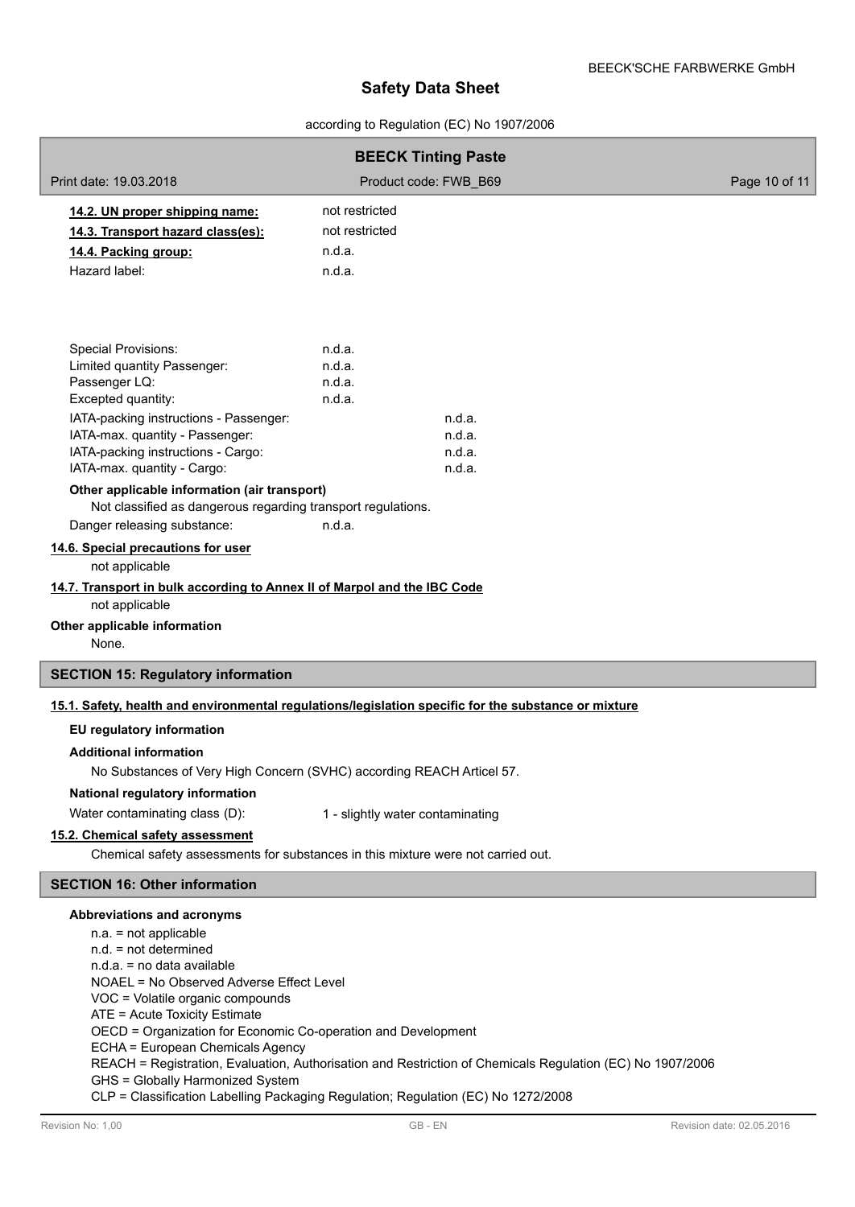**14.2. UN proper shipping name:** not restricted

**14.3. Transport hazard class(es):** not restricted

**14.4. Packing group:** n.d.a.

Hazard label: n.d.a.

Special Provisions: n.d.a.
Limited quantity Passenger: n.d.a.
Passenger LQ: n.d.a.
Excepted quantity: n.d.a.

IATA-packing instructions - Passenger: n.d.a.
IATA-max. quantity - Passenger: n.d.a.
IATA-packing instructions - Cargo: n.d.a.
IATA-max. quantity - Cargo: n.d.a.

**Other applicable information (air transport)**

Not classified as dangerous regarding transport regulations.

Danger releasing substance: n.d.a.

**14.6. Special precautions for user**

not applicable

**14.7. Transport in bulk according to Annex II of Marpol and the IBC Code**

not applicable

**Other applicable information**

None.

## SECTION 15: Regulatory information

**15.1. Safety, health and environmental regulations/legislation specific for the substance or mixture**

**EU regulatory information**

**Additional information**

No Substances of Very High Concern (SVHC) according REACH Articel 57.

**National regulatory information**

Water contaminating class (D): 1 - slightly water contaminating

**15.2. Chemical safety assessment**

Chemical safety assessments for substances in this mixture were not carried out.

## SECTION 16: Other information

**Abbreviations and acronyms**

n.a. = not applicable
n.d. = not determined
n.d.a. = no data available
NOAEL = No Observed Adverse Effect Level
VOC = Volatile organic compounds
ATE = Acute Toxicity Estimate
OECD = Organization for Economic Co-operation and Development
ECHA = European Chemicals Agency
REACH = Registration, Evaluation, Authorisation and Restriction of Chemicals Regulation (EC) No 1907/2006
GHS = Globally Harmonized System
CLP = Classification Labelling Packaging Regulation; Regulation (EC) No 1272/2008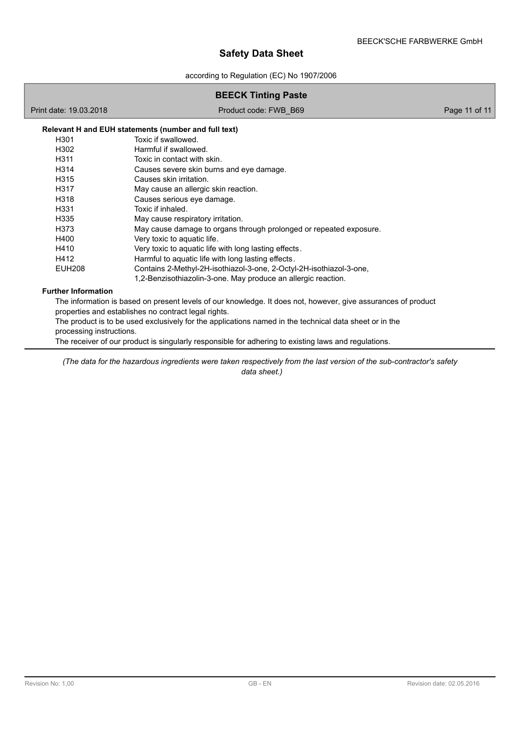**Relevant H and EUH statements (number and full text)**

| | |
|---|---|
| H301 | Toxic if swallowed. |
| H302 | Harmful if swallowed. |
| H311 | Toxic in contact with skin. |
| H314 | Causes severe skin burns and eye damage. |
| H315 | Causes skin irritation. |
| H317 | May cause an allergic skin reaction. |
| H318 | Causes serious eye damage. |
| H331 | Toxic if inhaled. |
| H335 | May cause respiratory irritation. |
| H373 | May cause damage to organs through prolonged or repeated exposure. |
| H400 | Very toxic to aquatic life. |
| H410 | Very toxic to aquatic life with long lasting effects. |
| H412 | Harmful to aquatic life with long lasting effects. |
| EUH208 | Contains 2-Methyl-2H-isothiazol-3-one, 2-Octyl-2H-isothiazol-3-one, 1,2-Benzisothiazolin-3-one. May produce an allergic reaction. |

**Further Information**

The information is based on present levels of our knowledge. It does not, however, give assurances of product properties and establishes no contract legal rights.

The product is to be used exclusively for the applications named in the technical data sheet or in the processing instructions.

The receiver of our product is singularly responsible for adhering to existing laws and regulations.

*(The data for the hazardous ingredients were taken respectively from the last version of the sub-contractor's safety data sheet.)*